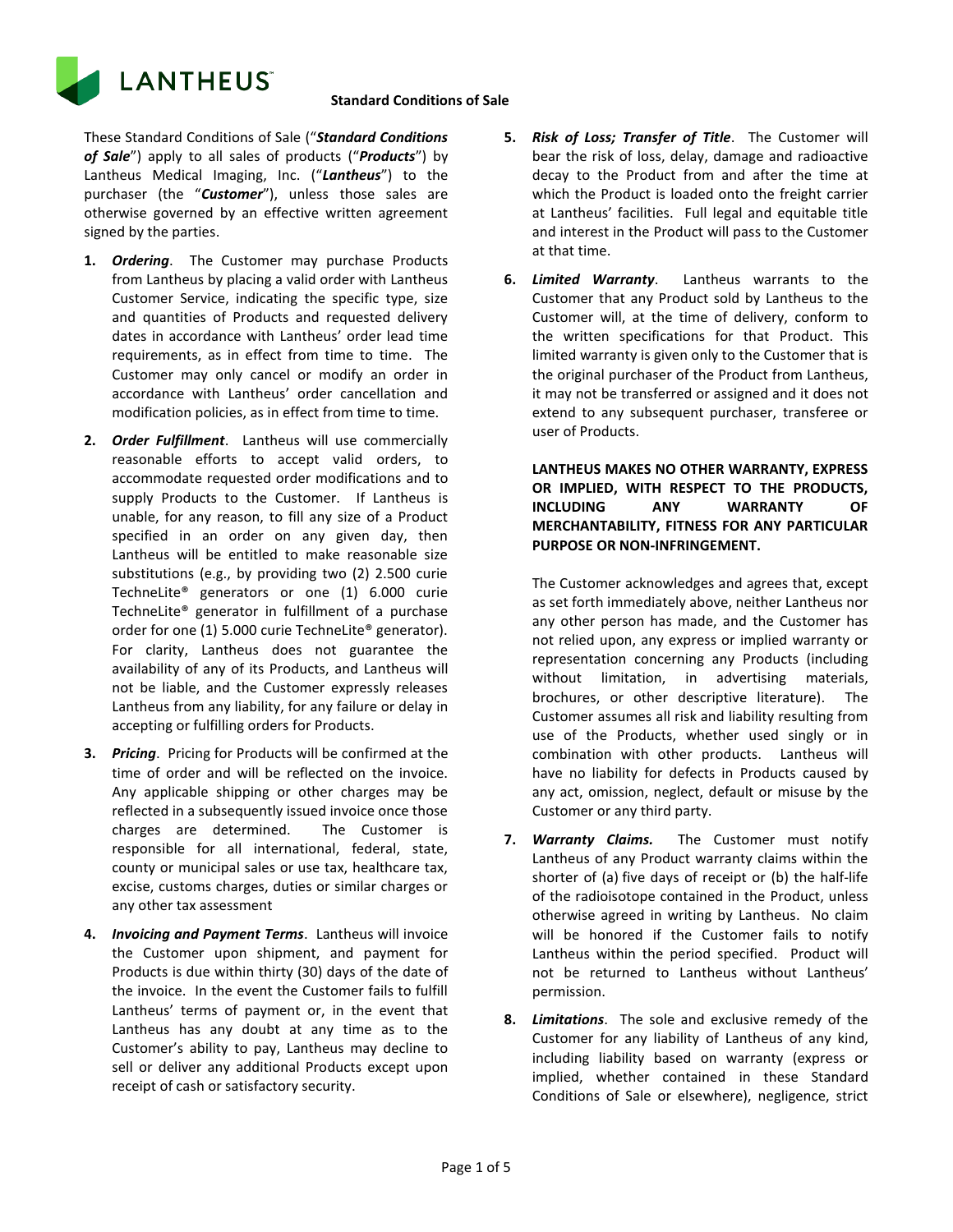# LANTHEUS

## Standard Conditions of Sale

These Standard Conditions of Sale ("***Standard Conditions of Sale***") apply to all sales of products ("***Products***") by Lantheus Medical Imaging, Inc. ("***Lantheus***") to the purchaser (the "***Customer***"), unless those sales are otherwise governed by an effective written agreement signed by the parties.

1. ***Ordering***. The Customer may purchase Products from Lantheus by placing a valid order with Lantheus Customer Service, indicating the specific type, size and quantities of Products and requested delivery dates in accordance with Lantheus' order lead time requirements, as in effect from time to time. The Customer may only cancel or modify an order in accordance with Lantheus' order cancellation and modification policies, as in effect from time to time.

2. ***Order Fulfillment***. Lantheus will use commercially reasonable efforts to accept valid orders, to accommodate requested order modifications and to supply Products to the Customer. If Lantheus is unable, for any reason, to fill any size of a Product specified in an order on any given day, then Lantheus will be entitled to make reasonable size substitutions (e.g., by providing two (2) 2.500 curie TechneLite® generators or one (1) 6.000 curie TechneLite® generator in fulfillment of a purchase order for one (1) 5.000 curie TechneLite® generator). For clarity, Lantheus does not guarantee the availability of any of its Products, and Lantheus will not be liable, and the Customer expressly releases Lantheus from any liability, for any failure or delay in accepting or fulfilling orders for Products.

3. ***Pricing***. Pricing for Products will be confirmed at the time of order and will be reflected on the invoice. Any applicable shipping or other charges may be reflected in a subsequently issued invoice once those charges are determined. The Customer is responsible for all international, federal, state, county or municipal sales or use tax, healthcare tax, excise, customs charges, duties or similar charges or any other tax assessment

4. ***Invoicing and Payment Terms***. Lantheus will invoice the Customer upon shipment, and payment for Products is due within thirty (30) days of the date of the invoice. In the event the Customer fails to fulfill Lantheus' terms of payment or, in the event that Lantheus has any doubt at any time as to the Customer's ability to pay, Lantheus may decline to sell or deliver any additional Products except upon receipt of cash or satisfactory security.

5. ***Risk of Loss; Transfer of Title***. The Customer will bear the risk of loss, delay, damage and radioactive decay to the Product from and after the time at which the Product is loaded onto the freight carrier at Lantheus' facilities. Full legal and equitable title and interest in the Product will pass to the Customer at that time.

6. ***Limited Warranty***. Lantheus warrants to the Customer that any Product sold by Lantheus to the Customer will, at the time of delivery, conform to the written specifications for that Product. This limited warranty is given only to the Customer that is the original purchaser of the Product from Lantheus, it may not be transferred or assigned and it does not extend to any subsequent purchaser, transferee or user of Products.

   **LANTHEUS MAKES NO OTHER WARRANTY, EXPRESS OR IMPLIED, WITH RESPECT TO THE PRODUCTS, INCLUDING ANY WARRANTY OF MERCHANTABILITY, FITNESS FOR ANY PARTICULAR PURPOSE OR NON-INFRINGEMENT.**

   The Customer acknowledges and agrees that, except as set forth immediately above, neither Lantheus nor any other person has made, and the Customer has not relied upon, any express or implied warranty or representation concerning any Products (including without limitation, in advertising materials, brochures, or other descriptive literature). The Customer assumes all risk and liability resulting from use of the Products, whether used singly or in combination with other products. Lantheus will have no liability for defects in Products caused by any act, omission, neglect, default or misuse by the Customer or any third party.

7. ***Warranty Claims.*** The Customer must notify Lantheus of any Product warranty claims within the shorter of (a) five days of receipt or (b) the half-life of the radioisotope contained in the Product, unless otherwise agreed in writing by Lantheus. No claim will be honored if the Customer fails to notify Lantheus within the period specified. Product will not be returned to Lantheus without Lantheus' permission.

8. ***Limitations***. The sole and exclusive remedy of the Customer for any liability of Lantheus of any kind, including liability based on warranty (express or implied, whether contained in these Standard Conditions of Sale or elsewhere), negligence, strict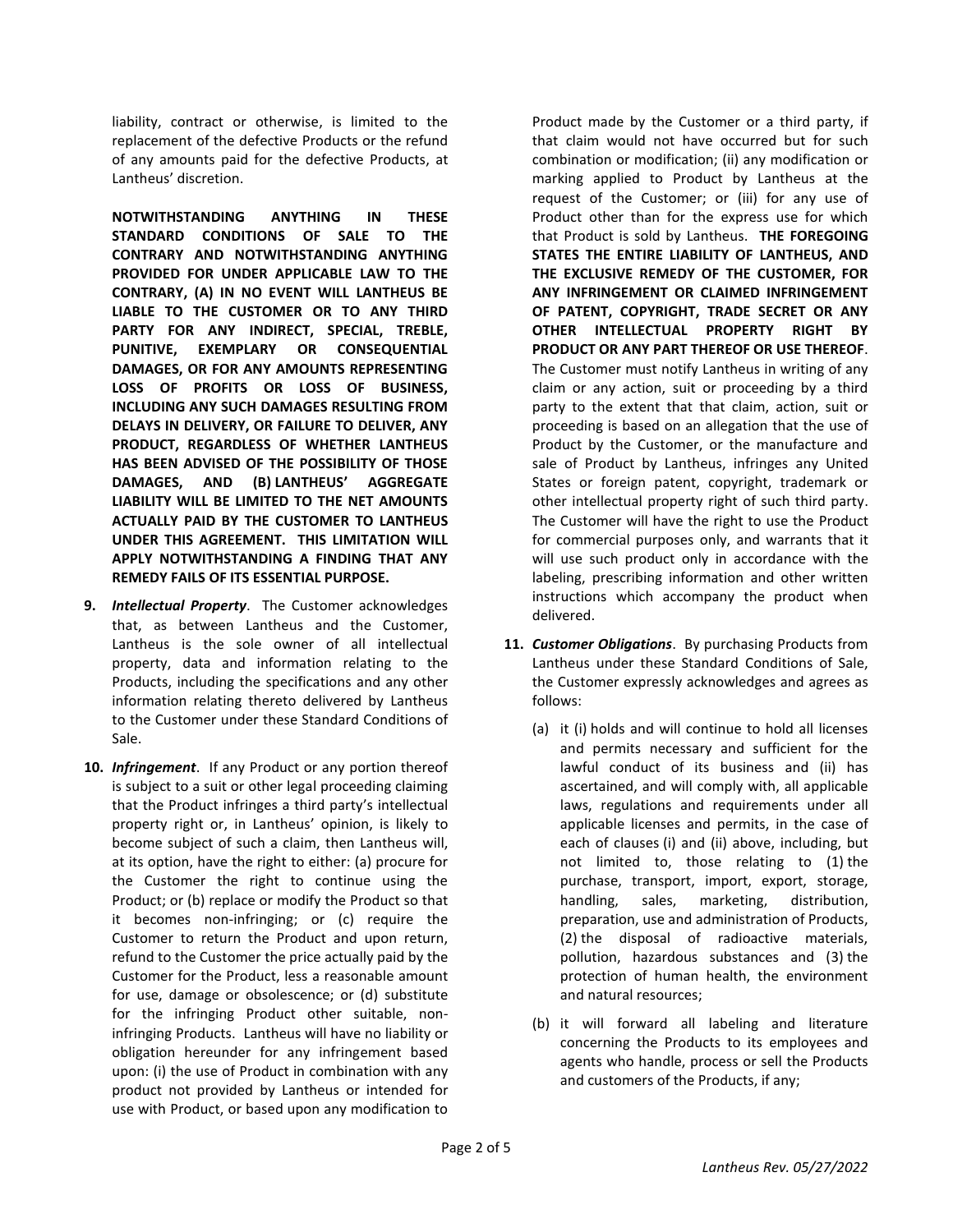liability, contract or otherwise, is limited to the replacement of the defective Products or the refund of any amounts paid for the defective Products, at Lantheus' discretion.

**NOTWITHSTANDING ANYTHING IN THESE STANDARD CONDITIONS OF SALE TO THE CONTRARY AND NOTWITHSTANDING ANYTHING PROVIDED FOR UNDER APPLICABLE LAW TO THE CONTRARY, (A) IN NO EVENT WILL LANTHEUS BE LIABLE TO THE CUSTOMER OR TO ANY THIRD PARTY FOR ANY INDIRECT, SPECIAL, TREBLE, PUNITIVE, EXEMPLARY OR CONSEQUENTIAL DAMAGES, OR FOR ANY AMOUNTS REPRESENTING LOSS OF PROFITS OR LOSS OF BUSINESS, INCLUDING ANY SUCH DAMAGES RESULTING FROM DELAYS IN DELIVERY, OR FAILURE TO DELIVER, ANY PRODUCT, REGARDLESS OF WHETHER LANTHEUS HAS BEEN ADVISED OF THE POSSIBILITY OF THOSE DAMAGES, AND (B) LANTHEUS' AGGREGATE LIABILITY WILL BE LIMITED TO THE NET AMOUNTS ACTUALLY PAID BY THE CUSTOMER TO LANTHEUS UNDER THIS AGREEMENT. THIS LIMITATION WILL APPLY NOTWITHSTANDING A FINDING THAT ANY REMEDY FAILS OF ITS ESSENTIAL PURPOSE.**

**9.** ***Intellectual Property***. The Customer acknowledges that, as between Lantheus and the Customer, Lantheus is the sole owner of all intellectual property, data and information relating to the Products, including the specifications and any other information relating thereto delivered by Lantheus to the Customer under these Standard Conditions of Sale.

**10.** ***Infringement***. If any Product or any portion thereof is subject to a suit or other legal proceeding claiming that the Product infringes a third party's intellectual property right or, in Lantheus' opinion, is likely to become subject of such a claim, then Lantheus will, at its option, have the right to either: (a) procure for the Customer the right to continue using the Product; or (b) replace or modify the Product so that it becomes non-infringing; or (c) require the Customer to return the Product and upon return, refund to the Customer the price actually paid by the Customer for the Product, less a reasonable amount for use, damage or obsolescence; or (d) substitute for the infringing Product other suitable, non-infringing Products. Lantheus will have no liability or obligation hereunder for any infringement based upon: (i) the use of Product in combination with any product not provided by Lantheus or intended for use with Product, or based upon any modification to Product made by the Customer or a third party, if that claim would not have occurred but for such combination or modification; (ii) any modification or marking applied to Product by Lantheus at the request of the Customer; or (iii) for any use of Product other than for the express use for which that Product is sold by Lantheus. **THE FOREGOING STATES THE ENTIRE LIABILITY OF LANTHEUS, AND THE EXCLUSIVE REMEDY OF THE CUSTOMER, FOR ANY INFRINGEMENT OR CLAIMED INFRINGEMENT OF PATENT, COPYRIGHT, TRADE SECRET OR ANY OTHER INTELLECTUAL PROPERTY RIGHT BY PRODUCT OR ANY PART THEREOF OR USE THEREOF**. The Customer must notify Lantheus in writing of any claim or any action, suit or proceeding by a third party to the extent that that claim, action, suit or proceeding is based on an allegation that the use of Product by the Customer, or the manufacture and sale of Product by Lantheus, infringes any United States or foreign patent, copyright, trademark or other intellectual property right of such third party. The Customer will have the right to use the Product for commercial purposes only, and warrants that it will use such product only in accordance with the labeling, prescribing information and other written instructions which accompany the product when delivered.

**11.** ***Customer Obligations***. By purchasing Products from Lantheus under these Standard Conditions of Sale, the Customer expressly acknowledges and agrees as follows:

(a) it (i) holds and will continue to hold all licenses and permits necessary and sufficient for the lawful conduct of its business and (ii) has ascertained, and will comply with, all applicable laws, regulations and requirements under all applicable licenses and permits, in the case of each of clauses (i) and (ii) above, including, but not limited to, those relating to (1) the purchase, transport, import, export, storage, handling, sales, marketing, distribution, preparation, use and administration of Products, (2) the disposal of radioactive materials, pollution, hazardous substances and (3) the protection of human health, the environment and natural resources;

(b) it will forward all labeling and literature concerning the Products to its employees and agents who handle, process or sell the Products and customers of the Products, if any;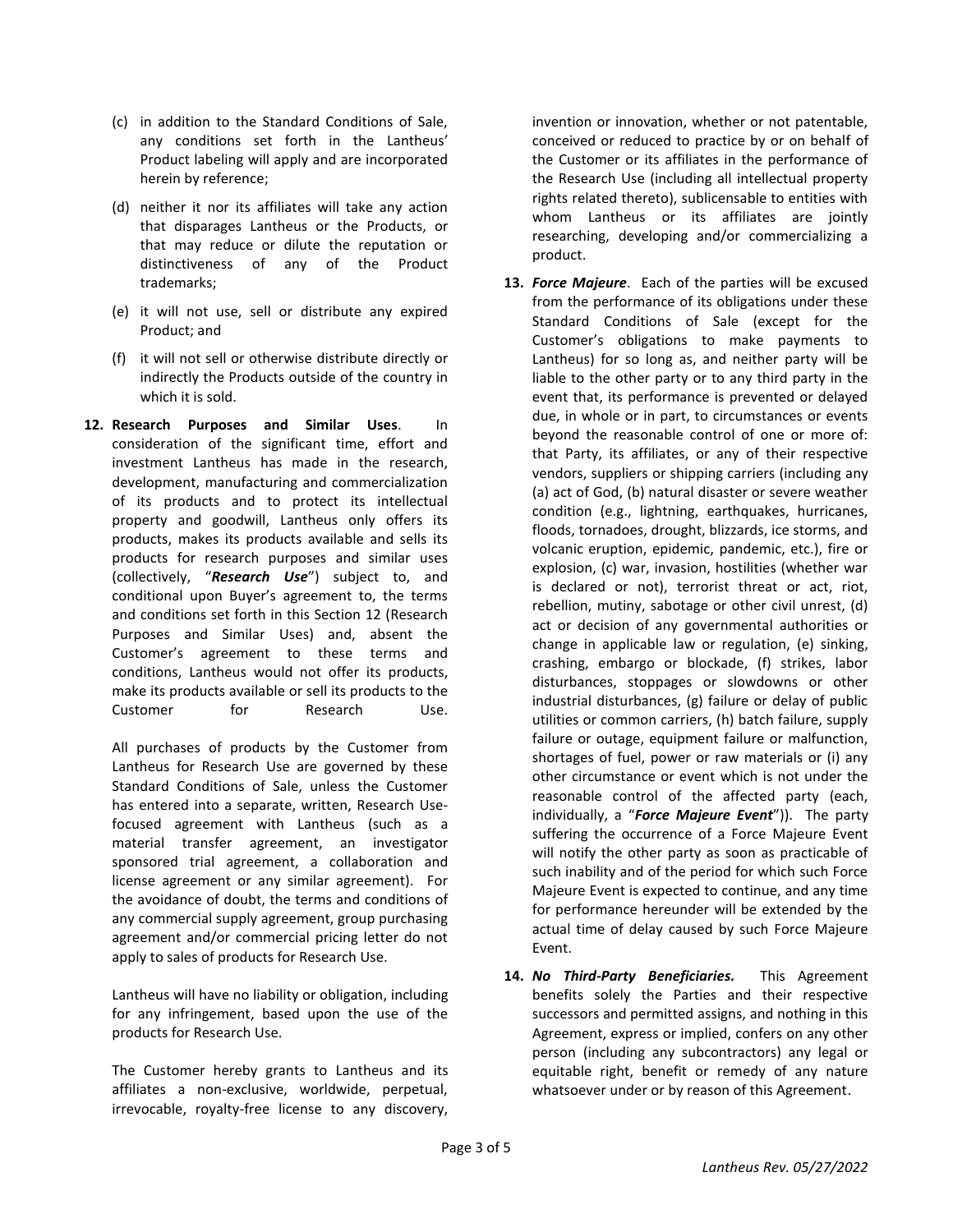(c) in addition to the Standard Conditions of Sale, any conditions set forth in the Lantheus' Product labeling will apply and are incorporated herein by reference;

(d) neither it nor its affiliates will take any action that disparages Lantheus or the Products, or that may reduce or dilute the reputation or distinctiveness of any of the Product trademarks;

(e) it will not use, sell or distribute any expired Product; and

(f) it will not sell or otherwise distribute directly or indirectly the Products outside of the country in which it is sold.

**12. Research Purposes and Similar Uses**. In consideration of the significant time, effort and investment Lantheus has made in the research, development, manufacturing and commercialization of its products and to protect its intellectual property and goodwill, Lantheus only offers its products, makes its products available and sells its products for research purposes and similar uses (collectively, "***Research Use***") subject to, and conditional upon Buyer's agreement to, the terms and conditions set forth in this Section 12 (Research Purposes and Similar Uses) and, absent the Customer's agreement to these terms and conditions, Lantheus would not offer its products, make its products available or sell its products to the Customer for Research Use.

All purchases of products by the Customer from Lantheus for Research Use are governed by these Standard Conditions of Sale, unless the Customer has entered into a separate, written, Research Use-focused agreement with Lantheus (such as a material transfer agreement, an investigator sponsored trial agreement, a collaboration and license agreement or any similar agreement). For the avoidance of doubt, the terms and conditions of any commercial supply agreement, group purchasing agreement and/or commercial pricing letter do not apply to sales of products for Research Use.

Lantheus will have no liability or obligation, including for any infringement, based upon the use of the products for Research Use.

The Customer hereby grants to Lantheus and its affiliates a non-exclusive, worldwide, perpetual, irrevocable, royalty-free license to any discovery, invention or innovation, whether or not patentable, conceived or reduced to practice by or on behalf of the Customer or its affiliates in the performance of the Research Use (including all intellectual property rights related thereto), sublicensable to entities with whom Lantheus or its affiliates are jointly researching, developing and/or commercializing a product.

**13. *Force Majeure***. Each of the parties will be excused from the performance of its obligations under these Standard Conditions of Sale (except for the Customer's obligations to make payments to Lantheus) for so long as, and neither party will be liable to the other party or to any third party in the event that, its performance is prevented or delayed due, in whole or in part, to circumstances or events beyond the reasonable control of one or more of: that Party, its affiliates, or any of their respective vendors, suppliers or shipping carriers (including any (a) act of God, (b) natural disaster or severe weather condition (e.g., lightning, earthquakes, hurricanes, floods, tornadoes, drought, blizzards, ice storms, and volcanic eruption, epidemic, pandemic, etc.), fire or explosion, (c) war, invasion, hostilities (whether war is declared or not), terrorist threat or act, riot, rebellion, mutiny, sabotage or other civil unrest, (d) act or decision of any governmental authorities or change in applicable law or regulation, (e) sinking, crashing, embargo or blockade, (f) strikes, labor disturbances, stoppages or slowdowns or other industrial disturbances, (g) failure or delay of public utilities or common carriers, (h) batch failure, supply failure or outage, equipment failure or malfunction, shortages of fuel, power or raw materials or (i) any other circumstance or event which is not under the reasonable control of the affected party (each, individually, a "***Force Majeure Event***")). The party suffering the occurrence of a Force Majeure Event will notify the other party as soon as practicable of such inability and of the period for which such Force Majeure Event is expected to continue, and any time for performance hereunder will be extended by the actual time of delay caused by such Force Majeure Event.

**14. *No Third-Party Beneficiaries.*** This Agreement benefits solely the Parties and their respective successors and permitted assigns, and nothing in this Agreement, express or implied, confers on any other person (including any subcontractors) any legal or equitable right, benefit or remedy of any nature whatsoever under or by reason of this Agreement.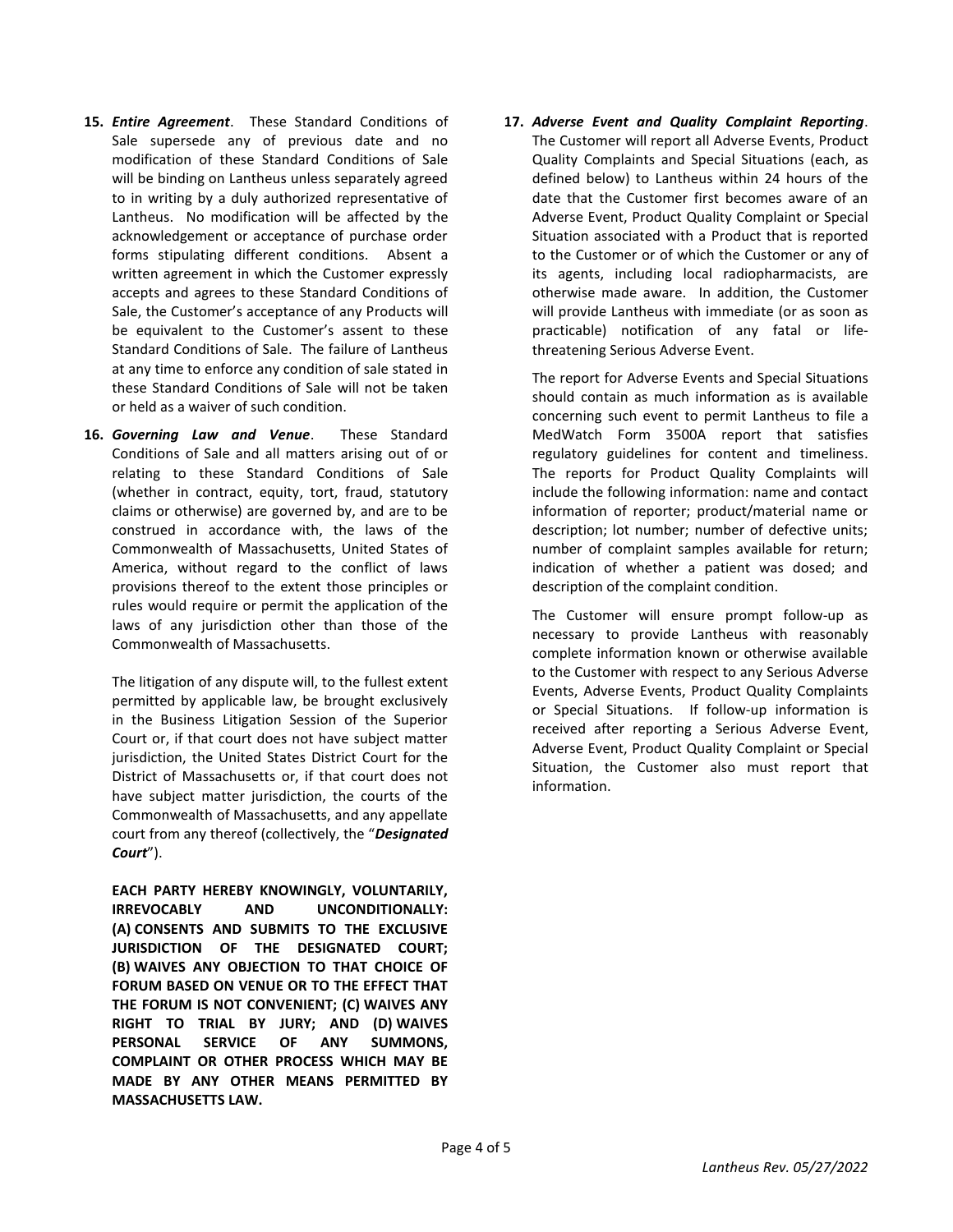**15.** ***Entire Agreement***. These Standard Conditions of Sale supersede any of previous date and no modification of these Standard Conditions of Sale will be binding on Lantheus unless separately agreed to in writing by a duly authorized representative of Lantheus. No modification will be affected by the acknowledgement or acceptance of purchase order forms stipulating different conditions. Absent a written agreement in which the Customer expressly accepts and agrees to these Standard Conditions of Sale, the Customer's acceptance of any Products will be equivalent to the Customer's assent to these Standard Conditions of Sale. The failure of Lantheus at any time to enforce any condition of sale stated in these Standard Conditions of Sale will not be taken or held as a waiver of such condition.

**16.** ***Governing Law and Venue***. These Standard Conditions of Sale and all matters arising out of or relating to these Standard Conditions of Sale (whether in contract, equity, tort, fraud, statutory claims or otherwise) are governed by, and are to be construed in accordance with, the laws of the Commonwealth of Massachusetts, United States of America, without regard to the conflict of laws provisions thereof to the extent those principles or rules would require or permit the application of the laws of any jurisdiction other than those of the Commonwealth of Massachusetts.

The litigation of any dispute will, to the fullest extent permitted by applicable law, be brought exclusively in the Business Litigation Session of the Superior Court or, if that court does not have subject matter jurisdiction, the United States District Court for the District of Massachusetts or, if that court does not have subject matter jurisdiction, the courts of the Commonwealth of Massachusetts, and any appellate court from any thereof (collectively, the "***Designated Court***").

**EACH PARTY HEREBY KNOWINGLY, VOLUNTARILY, IRREVOCABLY AND UNCONDITIONALLY: (A) CONSENTS AND SUBMITS TO THE EXCLUSIVE JURISDICTION OF THE DESIGNATED COURT; (B) WAIVES ANY OBJECTION TO THAT CHOICE OF FORUM BASED ON VENUE OR TO THE EFFECT THAT THE FORUM IS NOT CONVENIENT; (C) WAIVES ANY RIGHT TO TRIAL BY JURY; AND (D) WAIVES PERSONAL SERVICE OF ANY SUMMONS, COMPLAINT OR OTHER PROCESS WHICH MAY BE MADE BY ANY OTHER MEANS PERMITTED BY MASSACHUSETTS LAW.**

**17.** ***Adverse Event and Quality Complaint Reporting***. The Customer will report all Adverse Events, Product Quality Complaints and Special Situations (each, as defined below) to Lantheus within 24 hours of the date that the Customer first becomes aware of an Adverse Event, Product Quality Complaint or Special Situation associated with a Product that is reported to the Customer or of which the Customer or any of its agents, including local radiopharmacists, are otherwise made aware. In addition, the Customer will provide Lantheus with immediate (or as soon as practicable) notification of any fatal or life-threatening Serious Adverse Event.

The report for Adverse Events and Special Situations should contain as much information as is available concerning such event to permit Lantheus to file a MedWatch Form 3500A report that satisfies regulatory guidelines for content and timeliness. The reports for Product Quality Complaints will include the following information: name and contact information of reporter; product/material name or description; lot number; number of defective units; number of complaint samples available for return; indication of whether a patient was dosed; and description of the complaint condition.

The Customer will ensure prompt follow-up as necessary to provide Lantheus with reasonably complete information known or otherwise available to the Customer with respect to any Serious Adverse Events, Adverse Events, Product Quality Complaints or Special Situations. If follow-up information is received after reporting a Serious Adverse Event, Adverse Event, Product Quality Complaint or Special Situation, the Customer also must report that information.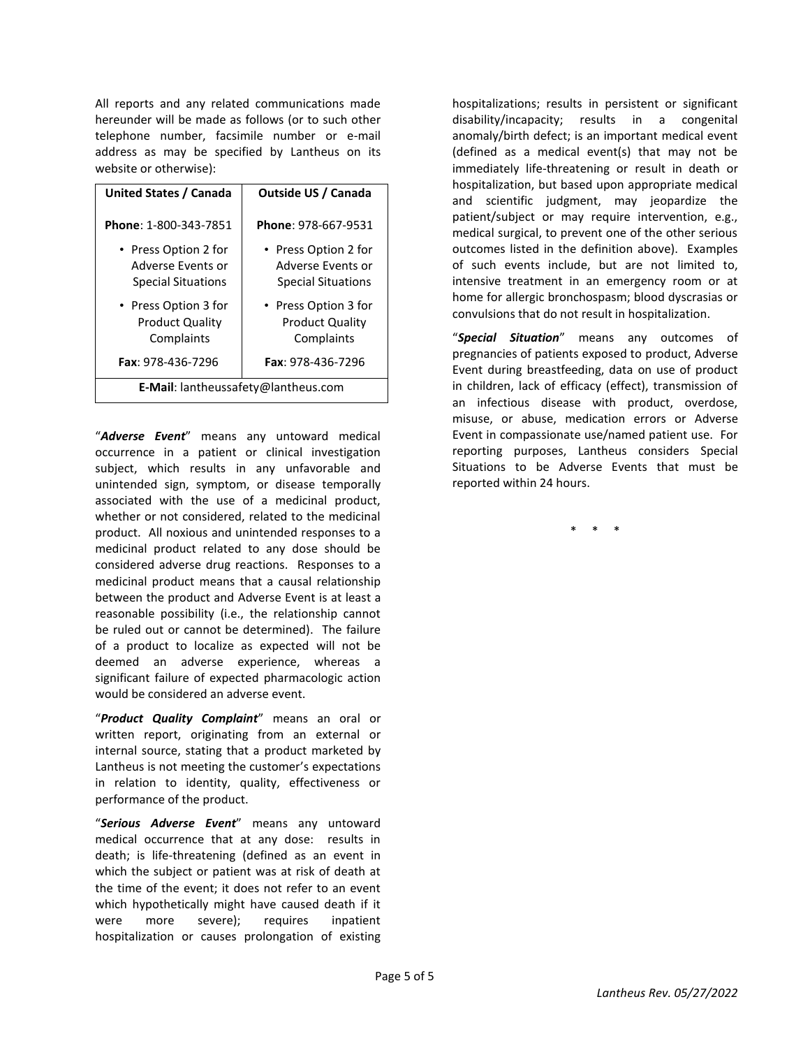All reports and any related communications made hereunder will be made as follows (or to such other telephone number, facsimile number or e-mail address as may be specified by Lantheus on its website or otherwise):

| United States / Canada | Outside US / Canada |
|---|---|
| **Phone**: 1-800-343-7851 | **Phone**: 978-667-9531 |
| • Press Option 2 for Adverse Events or Special Situations<br>• Press Option 3 for Product Quality Complaints | • Press Option 2 for Adverse Events or Special Situations<br>• Press Option 3 for Product Quality Complaints |
| **Fax**: 978-436-7296 | **Fax**: 978-436-7296 |
| **E-Mail**: lantheussafety@lantheus.com | |

"***Adverse Event***" means any untoward medical occurrence in a patient or clinical investigation subject, which results in any unfavorable and unintended sign, symptom, or disease temporally associated with the use of a medicinal product, whether or not considered, related to the medicinal product. All noxious and unintended responses to a medicinal product related to any dose should be considered adverse drug reactions. Responses to a medicinal product means that a causal relationship between the product and Adverse Event is at least a reasonable possibility (i.e., the relationship cannot be ruled out or cannot be determined). The failure of a product to localize as expected will not be deemed an adverse experience, whereas a significant failure of expected pharmacologic action would be considered an adverse event.

"***Product Quality Complaint***" means an oral or written report, originating from an external or internal source, stating that a product marketed by Lantheus is not meeting the customer's expectations in relation to identity, quality, effectiveness or performance of the product.

"***Serious Adverse Event***" means any untoward medical occurrence that at any dose: results in death; is life-threatening (defined as an event in which the subject or patient was at risk of death at the time of the event; it does not refer to an event which hypothetically might have caused death if it were more severe); requires inpatient hospitalization or causes prolongation of existing hospitalizations; results in persistent or significant disability/incapacity; results in a congenital anomaly/birth defect; is an important medical event (defined as a medical event(s) that may not be immediately life-threatening or result in death or hospitalization, but based upon appropriate medical and scientific judgment, may jeopardize the patient/subject or may require intervention, e.g., medical surgical, to prevent one of the other serious outcomes listed in the definition above). Examples of such events include, but are not limited to, intensive treatment in an emergency room or at home for allergic bronchospasm; blood dyscrasias or convulsions that do not result in hospitalization.

"***Special Situation***" means any outcomes of pregnancies of patients exposed to product, Adverse Event during breastfeeding, data on use of product in children, lack of efficacy (effect), transmission of an infectious disease with product, overdose, misuse, or abuse, medication errors or Adverse Event in compassionate use/named patient use. For reporting purposes, Lantheus considers Special Situations to be Adverse Events that must be reported within 24 hours.

\* \* \*

*Lantheus Rev. 05/27/2022*